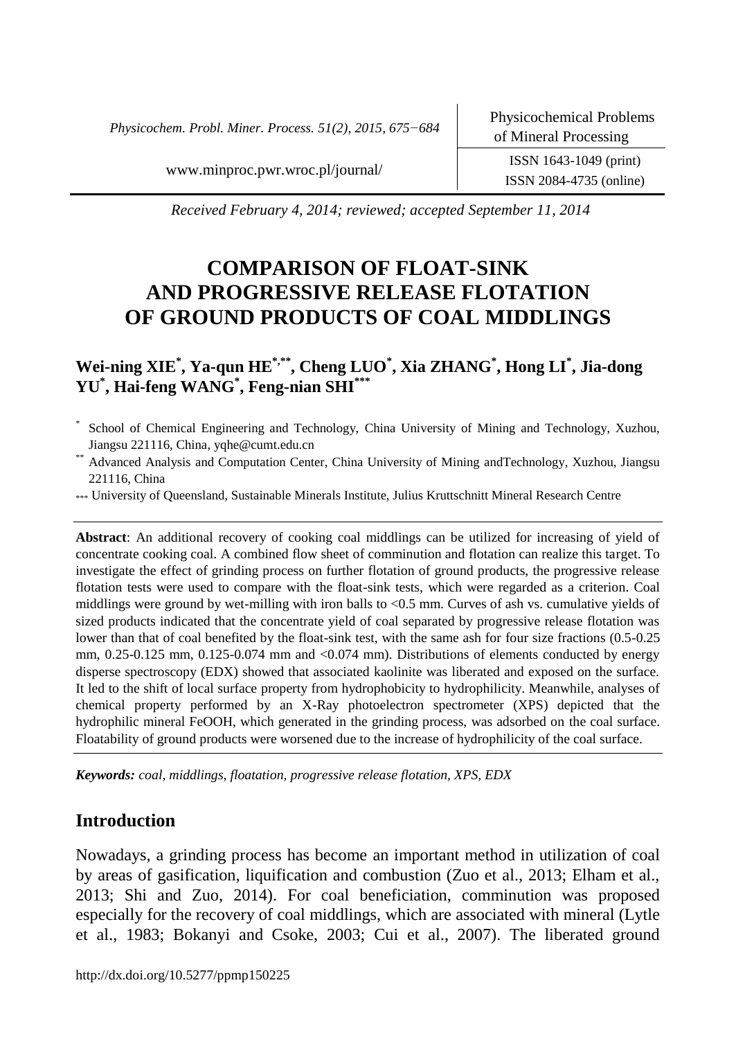Received February 4, 2014; reviewed; accepted September 11, 2014

# COMPARISON OF FLOAT-SINK AND PROGRESSIVE RELEASE FLOTATION OF GROUND PRODUCTS OF COAL MIDDLINGS

**Wei-ning XIE[\*], Ya-qun HE[\*,\*\*], Cheng LUO[\*], Xia ZHANG[\*], Hong LI[\*], Jia-dong YU[\*], Hai-feng WANG[\*], Feng-nian SHI[\*\*\*]**

[\*] School of Chemical Engineering and Technology, China University of Mining and Technology, Xuzhou, Jiangsu 221116, China, yqhe@cumt.edu.cn

[\*\*] Advanced Analysis and Computation Center, China University of Mining andTechnology, Xuzhou, Jiangsu 221116, China

[\*\*\*] University of Queensland, Sustainable Minerals Institute, Julius Kruttschnitt Mineral Research Centre

**Abstract**: An additional recovery of cooking coal middlings can be utilized for increasing of yield of concentrate cooking coal. A combined flow sheet of comminution and flotation can realize this target. To investigate the effect of grinding process on further flotation of ground products, the progressive release flotation tests were used to compare with the float-sink tests, which were regarded as a criterion. Coal middlings were ground by wet-milling with iron balls to <0.5 mm. Curves of ash vs. cumulative yields of sized products indicated that the concentrate yield of coal separated by progressive release flotation was lower than that of coal benefited by the float-sink test, with the same ash for four size fractions (0.5-0.25 mm, 0.25-0.125 mm, 0.125-0.074 mm and <0.074 mm). Distributions of elements conducted by energy disperse spectroscopy (EDX) showed that associated kaolinite was liberated and exposed on the surface. It led to the shift of local surface property from hydrophobicity to hydrophilicity. Meanwhile, analyses of chemical property performed by an X-Ray photoelectron spectrometer (XPS) depicted that the hydrophilic mineral FeOOH, which generated in the grinding process, was adsorbed on the coal surface. Floatability of ground products were worsened due to the increase of hydrophilicity of the coal surface.

***Keywords:*** *coal, middlings, floatation, progressive release flotation, XPS, EDX*

## Introduction

Nowadays, a grinding process has become an important method in utilization of coal by areas of gasification, liquification and combustion (Zuo et al., 2013; Elham et al., 2013; Shi and Zuo, 2014). For coal beneficiation, comminution was proposed especially for the recovery of coal middlings, which are associated with mineral (Lytle et al., 1983; Bokanyi and Csoke, 2003; Cui et al., 2007). The liberated ground

http://dx.doi.org/10.5277/ppmp150225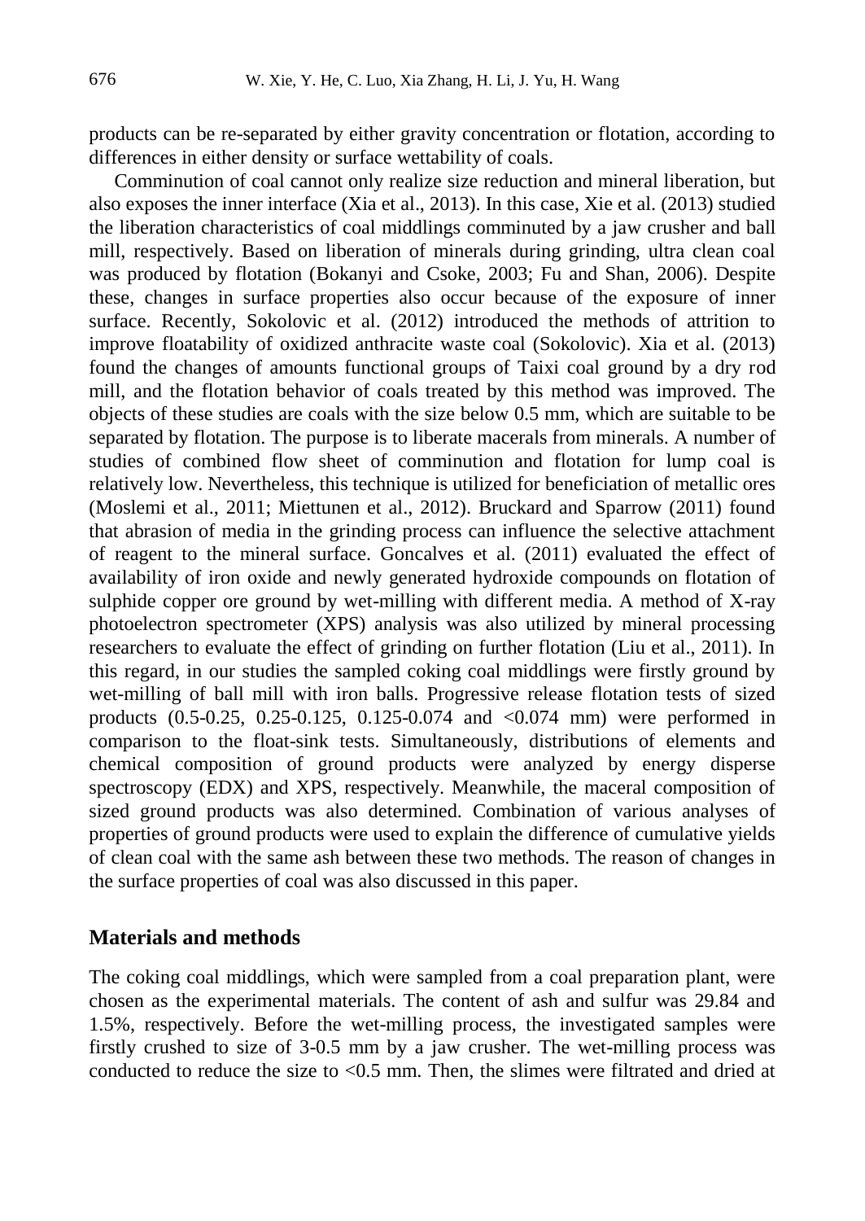products can be re-separated by either gravity concentration or flotation, according to differences in either density or surface wettability of coals.

Comminution of coal cannot only realize size reduction and mineral liberation, but also exposes the inner interface (Xia et al., 2013). In this case, Xie et al. (2013) studied the liberation characteristics of coal middlings comminuted by a jaw crusher and ball mill, respectively. Based on liberation of minerals during grinding, ultra clean coal was produced by flotation (Bokanyi and Csoke, 2003; Fu and Shan, 2006). Despite these, changes in surface properties also occur because of the exposure of inner surface. Recently, Sokolovic et al. (2012) introduced the methods of attrition to improve floatability of oxidized anthracite waste coal (Sokolovic). Xia et al. (2013) found the changes of amounts functional groups of Taixi coal ground by a dry rod mill, and the flotation behavior of coals treated by this method was improved. The objects of these studies are coals with the size below 0.5 mm, which are suitable to be separated by flotation. The purpose is to liberate macerals from minerals. A number of studies of combined flow sheet of comminution and flotation for lump coal is relatively low. Nevertheless, this technique is utilized for beneficiation of metallic ores (Moslemi et al., 2011; Miettunen et al., 2012). Bruckard and Sparrow (2011) found that abrasion of media in the grinding process can influence the selective attachment of reagent to the mineral surface. Goncalves et al. (2011) evaluated the effect of availability of iron oxide and newly generated hydroxide compounds on flotation of sulphide copper ore ground by wet-milling with different media. A method of X-ray photoelectron spectrometer (XPS) analysis was also utilized by mineral processing researchers to evaluate the effect of grinding on further flotation (Liu et al., 2011). In this regard, in our studies the sampled coking coal middlings were firstly ground by wet-milling of ball mill with iron balls. Progressive release flotation tests of sized products (0.5-0.25, 0.25-0.125, 0.125-0.074 and <0.074 mm) were performed in comparison to the float-sink tests. Simultaneously, distributions of elements and chemical composition of ground products were analyzed by energy disperse spectroscopy (EDX) and XPS, respectively. Meanwhile, the maceral composition of sized ground products was also determined. Combination of various analyses of properties of ground products were used to explain the difference of cumulative yields of clean coal with the same ash between these two methods. The reason of changes in the surface properties of coal was also discussed in this paper.

## Materials and methods

The coking coal middlings, which were sampled from a coal preparation plant, were chosen as the experimental materials. The content of ash and sulfur was 29.84 and 1.5%, respectively. Before the wet-milling process, the investigated samples were firstly crushed to size of 3-0.5 mm by a jaw crusher. The wet-milling process was conducted to reduce the size to <0.5 mm. Then, the slimes were filtrated and dried at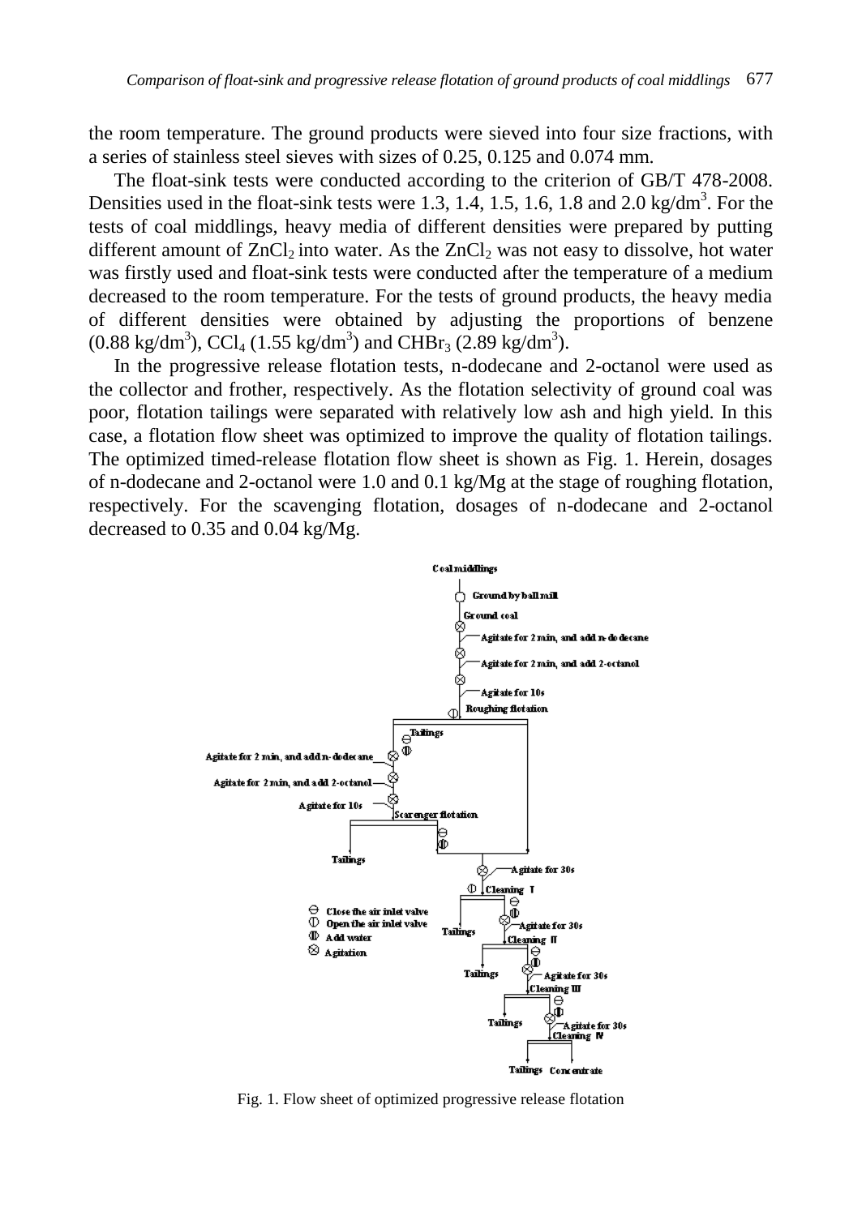the room temperature. The ground products were sieved into four size fractions, with a series of stainless steel sieves with sizes of 0.25, 0.125 and 0.074 mm.

The float-sink tests were conducted according to the criterion of GB/T 478-2008. Densities used in the float-sink tests were 1.3, 1.4, 1.5, 1.6, 1.8 and 2.0 kg/dm$^3$. For the tests of coal middlings, heavy media of different densities were prepared by putting different amount of $ZnCl_2$ into water. As the $ZnCl_2$ was not easy to dissolve, hot water was firstly used and float-sink tests were conducted after the temperature of a medium decreased to the room temperature. For the tests of ground products, the heavy media of different densities were obtained by adjusting the proportions of benzene (0.88 kg/dm$^3$), $CCl_4$ (1.55 kg/dm$^3$) and $CHBr_3$ (2.89 kg/dm$^3$).

In the progressive release flotation tests, n-dodecane and 2-octanol were used as the collector and frother, respectively. As the flotation selectivity of ground coal was poor, flotation tailings were separated with relatively low ash and high yield. In this case, a flotation flow sheet was optimized to improve the quality of flotation tailings. The optimized timed-release flotation flow sheet is shown as Fig. 1. Herein, dosages of n-dodecane and 2-octanol were 1.0 and 0.1 kg/Mg at the stage of roughing flotation, respectively. For the scavenging flotation, dosages of n-dodecane and 2-octanol decreased to 0.35 and 0.04 kg/Mg.

Fig. 1. Flow sheet of optimized progressive release flotation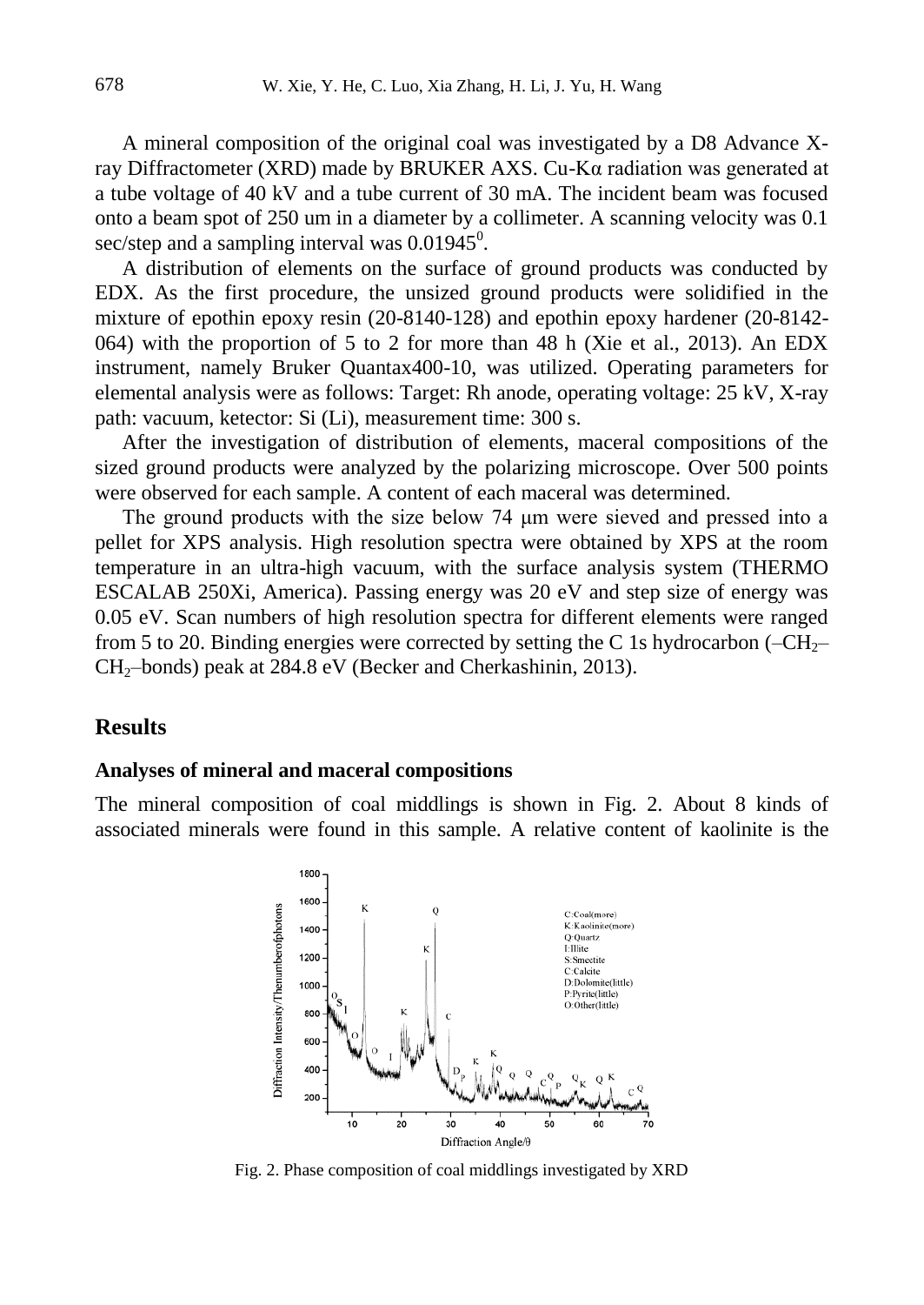A mineral composition of the original coal was investigated by a D8 Advance X-ray Diffractometer (XRD) made by BRUKER AXS. Cu-Kα radiation was generated at a tube voltage of 40 kV and a tube current of 30 mA. The incident beam was focused onto a beam spot of 250 um in a diameter by a collimeter. A scanning velocity was 0.1 sec/step and a sampling interval was $0.01945^0$.

A distribution of elements on the surface of ground products was conducted by EDX. As the first procedure, the unsized ground products were solidified in the mixture of epothin epoxy resin (20-8140-128) and epothin epoxy hardener (20-8142-064) with the proportion of 5 to 2 for more than 48 h (Xie et al., 2013). An EDX instrument, namely Bruker Quantax400-10, was utilized. Operating parameters for elemental analysis were as follows: Target: Rh anode, operating voltage: 25 kV, X-ray path: vacuum, ketector: Si (Li), measurement time: 300 s.

After the investigation of distribution of elements, maceral compositions of the sized ground products were analyzed by the polarizing microscope. Over 500 points were observed for each sample. A content of each maceral was determined.

The ground products with the size below 74 μm were sieved and pressed into a pellet for XPS analysis. High resolution spectra were obtained by XPS at the room temperature in an ultra-high vacuum, with the surface analysis system (THERMO ESCALAB 250Xi, America). Passing energy was 20 eV and step size of energy was 0.05 eV. Scan numbers of high resolution spectra for different elements were ranged from 5 to 20. Binding energies were corrected by setting the C 1s hydrocarbon ($–CH_2–CH_2–$bonds) peak at 284.8 eV (Becker and Cherkashinin, 2013).

## Results

### Analyses of mineral and maceral compositions

The mineral composition of coal middlings is shown in Fig. 2. About 8 kinds of associated minerals were found in this sample. A relative content of kaolinite is the

Fig. 2. Phase composition of coal middlings investigated by XRD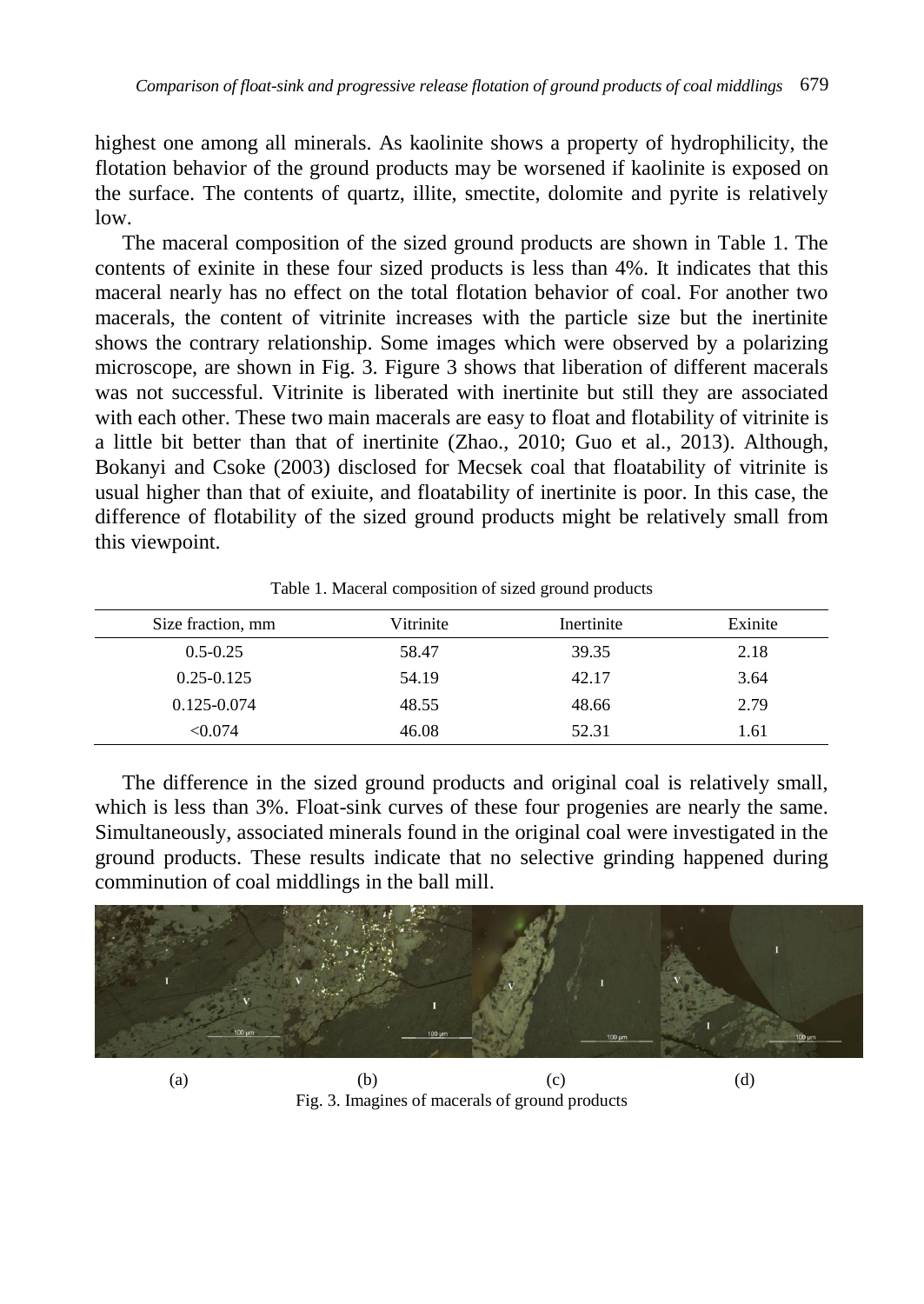highest one among all minerals. As kaolinite shows a property of hydrophilicity, the flotation behavior of the ground products may be worsened if kaolinite is exposed on the surface. The contents of quartz, illite, smectite, dolomite and pyrite is relatively low.

The maceral composition of the sized ground products are shown in Table 1. The contents of exinite in these four sized products is less than 4%. It indicates that this maceral nearly has no effect on the total flotation behavior of coal. For another two macerals, the content of vitrinite increases with the particle size but the inertinite shows the contrary relationship. Some images which were observed by a polarizing microscope, are shown in Fig. 3. Figure 3 shows that liberation of different macerals was not successful. Vitrinite is liberated with inertinite but still they are associated with each other. These two main macerals are easy to float and flotability of vitrinite is a little bit better than that of inertinite (Zhao., 2010; Guo et al., 2013). Although, Bokanyi and Csoke (2003) disclosed for Mecsek coal that floatability of vitrinite is usual higher than that of exiuite, and floatability of inertinite is poor. In this case, the difference of flotability of the sized ground products might be relatively small from this viewpoint.

Table 1. Maceral composition of sized ground products

| Size fraction, mm | Vitrinite | Inertinite | Exinite |
|---|---|---|---|
| 0.5-0.25 | 58.47 | 39.35 | 2.18 |
| 0.25-0.125 | 54.19 | 42.17 | 3.64 |
| 0.125-0.074 | 48.55 | 48.66 | 2.79 |
| <0.074 | 46.08 | 52.31 | 1.61 |

The difference in the sized ground products and original coal is relatively small, which is less than 3%. Float-sink curves of these four progenies are nearly the same. Simultaneously, associated minerals found in the original coal were investigated in the ground products. These results indicate that no selective grinding happened during comminution of coal middlings in the ball mill.

(a) (b) (c) (d)

Fig. 3. Imagines of macerals of ground products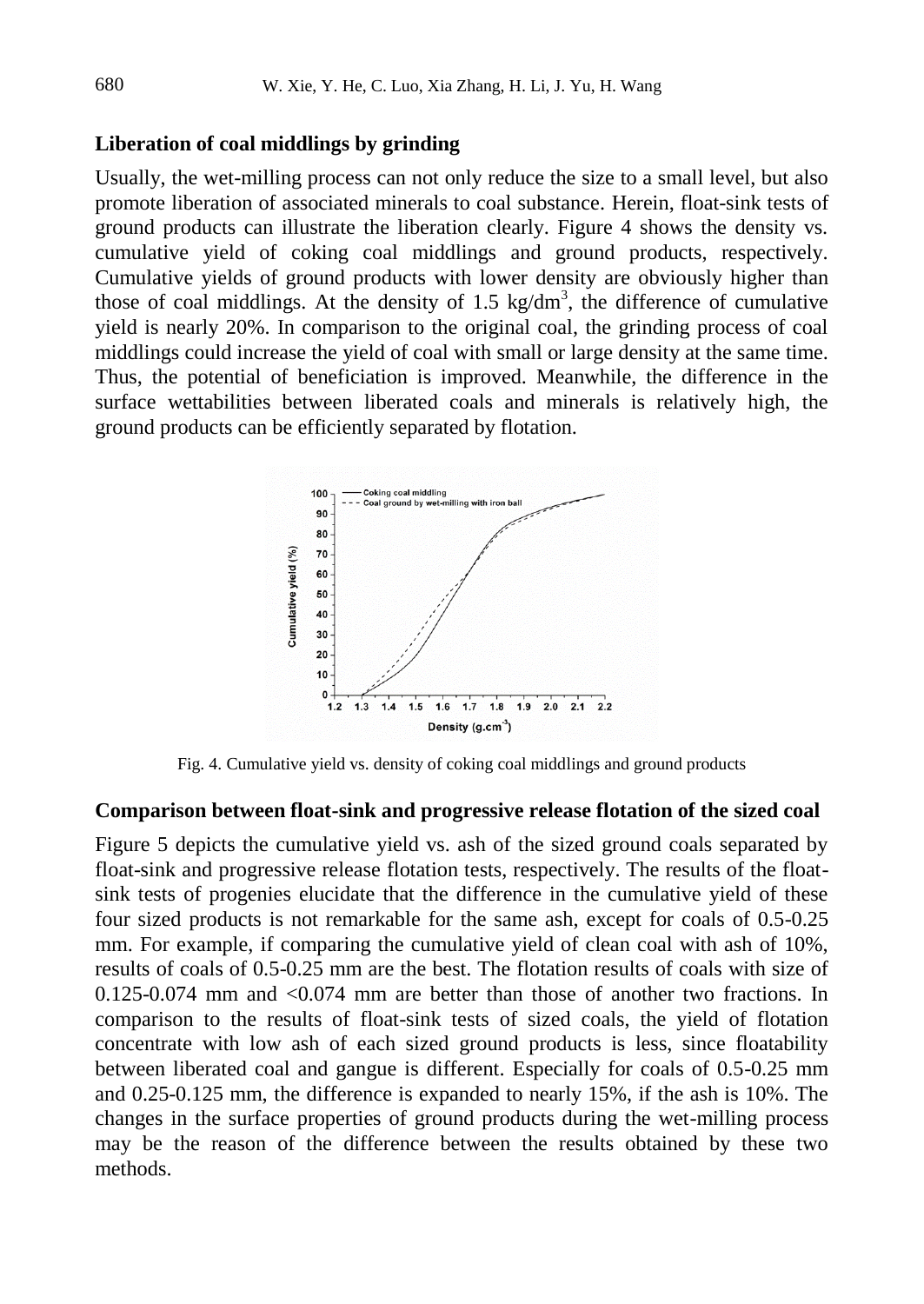## Liberation of coal middlings by grinding

Usually, the wet-milling process can not only reduce the size to a small level, but also promote liberation of associated minerals to coal substance. Herein, float-sink tests of ground products can illustrate the liberation clearly. Figure 4 shows the density vs. cumulative yield of coking coal middlings and ground products, respectively. Cumulative yields of ground products with lower density are obviously higher than those of coal middlings. At the density of 1.5 $kg/dm^3$, the difference of cumulative yield is nearly 20%. In comparison to the original coal, the grinding process of coal middlings could increase the yield of coal with small or large density at the same time. Thus, the potential of beneficiation is improved. Meanwhile, the difference in the surface wettabilities between liberated coals and minerals is relatively high, the ground products can be efficiently separated by flotation.

Fig. 4. Cumulative yield vs. density of coking coal middlings and ground products

## Comparison between float-sink and progressive release flotation of the sized coal

Figure 5 depicts the cumulative yield vs. ash of the sized ground coals separated by float-sink and progressive release flotation tests, respectively. The results of the float-sink tests of progenies elucidate that the difference in the cumulative yield of these four sized products is not remarkable for the same ash, except for coals of 0.5-0.25 mm. For example, if comparing the cumulative yield of clean coal with ash of 10%, results of coals of 0.5-0.25 mm are the best. The flotation results of coals with size of 0.125-0.074 mm and <0.074 mm are better than those of another two fractions. In comparison to the results of float-sink tests of sized coals, the yield of flotation concentrate with low ash of each sized ground products is less, since floatability between liberated coal and gangue is different. Especially for coals of 0.5-0.25 mm and 0.25-0.125 mm, the difference is expanded to nearly 15%, if the ash is 10%. The changes in the surface properties of ground products during the wet-milling process may be the reason of the difference between the results obtained by these two methods.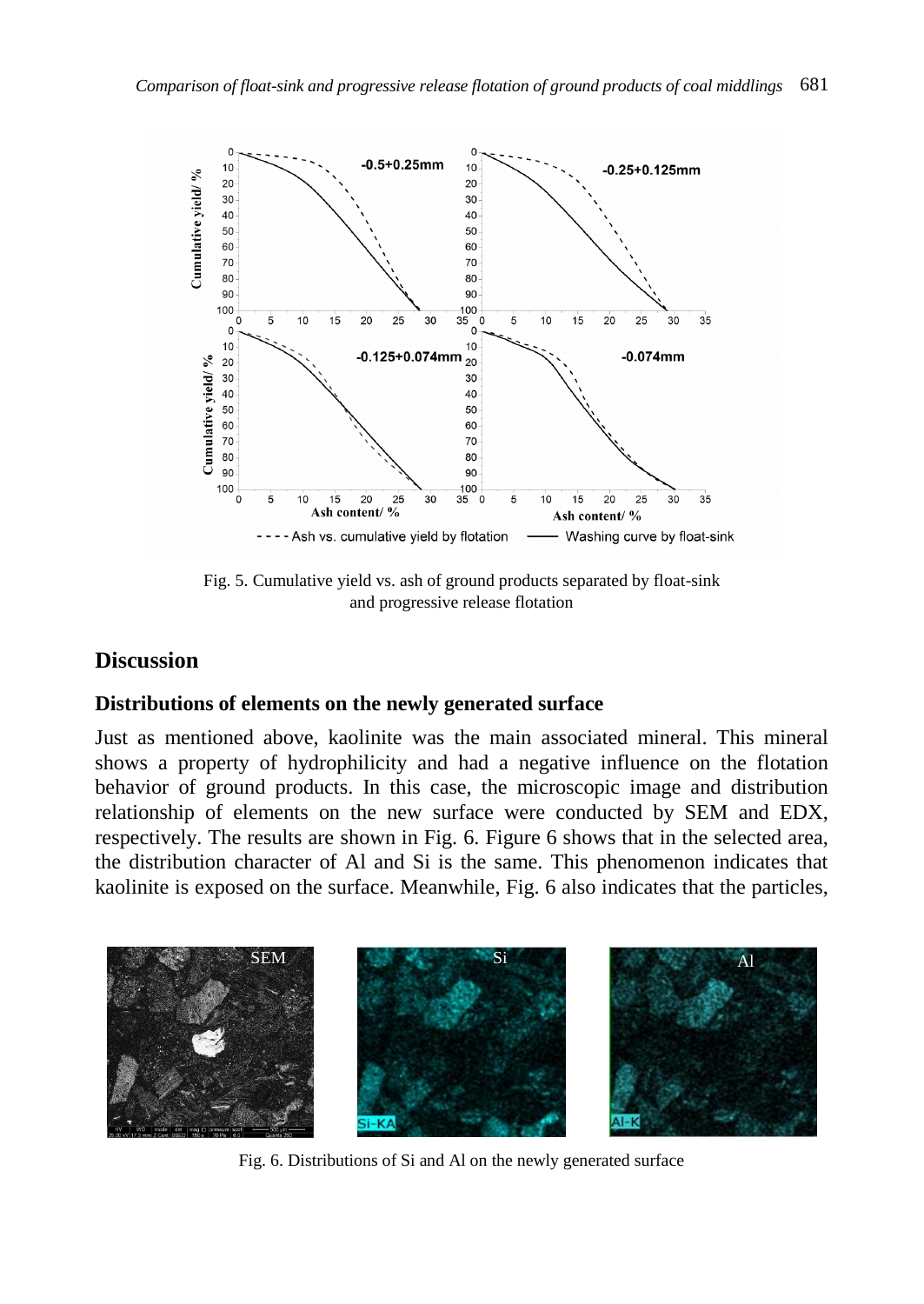Fig. 5. Cumulative yield vs. ash of ground products separated by float-sink and progressive release flotation

## Discussion

### Distributions of elements on the newly generated surface

Just as mentioned above, kaolinite was the main associated mineral. This mineral shows a property of hydrophilicity and had a negative influence on the flotation behavior of ground products. In this case, the microscopic image and distribution relationship of elements on the new surface were conducted by SEM and EDX, respectively. The results are shown in Fig. 6. Figure 6 shows that in the selected area, the distribution character of Al and Si is the same. This phenomenon indicates that kaolinite is exposed on the surface. Meanwhile, Fig. 6 also indicates that the particles,

Fig. 6. Distributions of Si and Al on the newly generated surface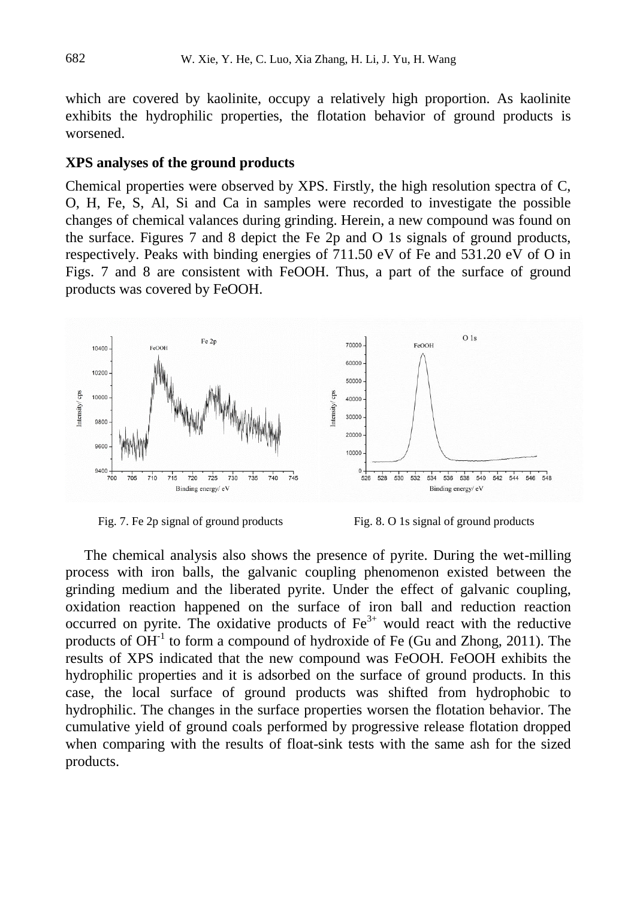which are covered by kaolinite, occupy a relatively high proportion. As kaolinite exhibits the hydrophilic properties, the flotation behavior of ground products is worsened.

### XPS analyses of the ground products

Chemical properties were observed by XPS. Firstly, the high resolution spectra of C, O, H, Fe, S, Al, Si and Ca in samples were recorded to investigate the possible changes of chemical valances during grinding. Herein, a new compound was found on the surface. Figures 7 and 8 depict the Fe 2p and O 1s signals of ground products, respectively. Peaks with binding energies of 711.50 eV of Fe and 531.20 eV of O in Figs. 7 and 8 are consistent with FeOOH. Thus, a part of the surface of ground products was covered by FeOOH.

Fig. 7. Fe 2p signal of ground products

Fig. 8. O 1s signal of ground products

The chemical analysis also shows the presence of pyrite. During the wet-milling process with iron balls, the galvanic coupling phenomenon existed between the grinding medium and the liberated pyrite. Under the effect of galvanic coupling, oxidation reaction happened on the surface of iron ball and reduction reaction occurred on pyrite. The oxidative products of $Fe^{3+}$ would react with the reductive products of $OH^{-1}$ to form a compound of hydroxide of Fe (Gu and Zhong, 2011). The results of XPS indicated that the new compound was FeOOH. FeOOH exhibits the hydrophilic properties and it is adsorbed on the surface of ground products. In this case, the local surface of ground products was shifted from hydrophobic to hydrophilic. The changes in the surface properties worsen the flotation behavior. The cumulative yield of ground coals performed by progressive release flotation dropped when comparing with the results of float-sink tests with the same ash for the sized products.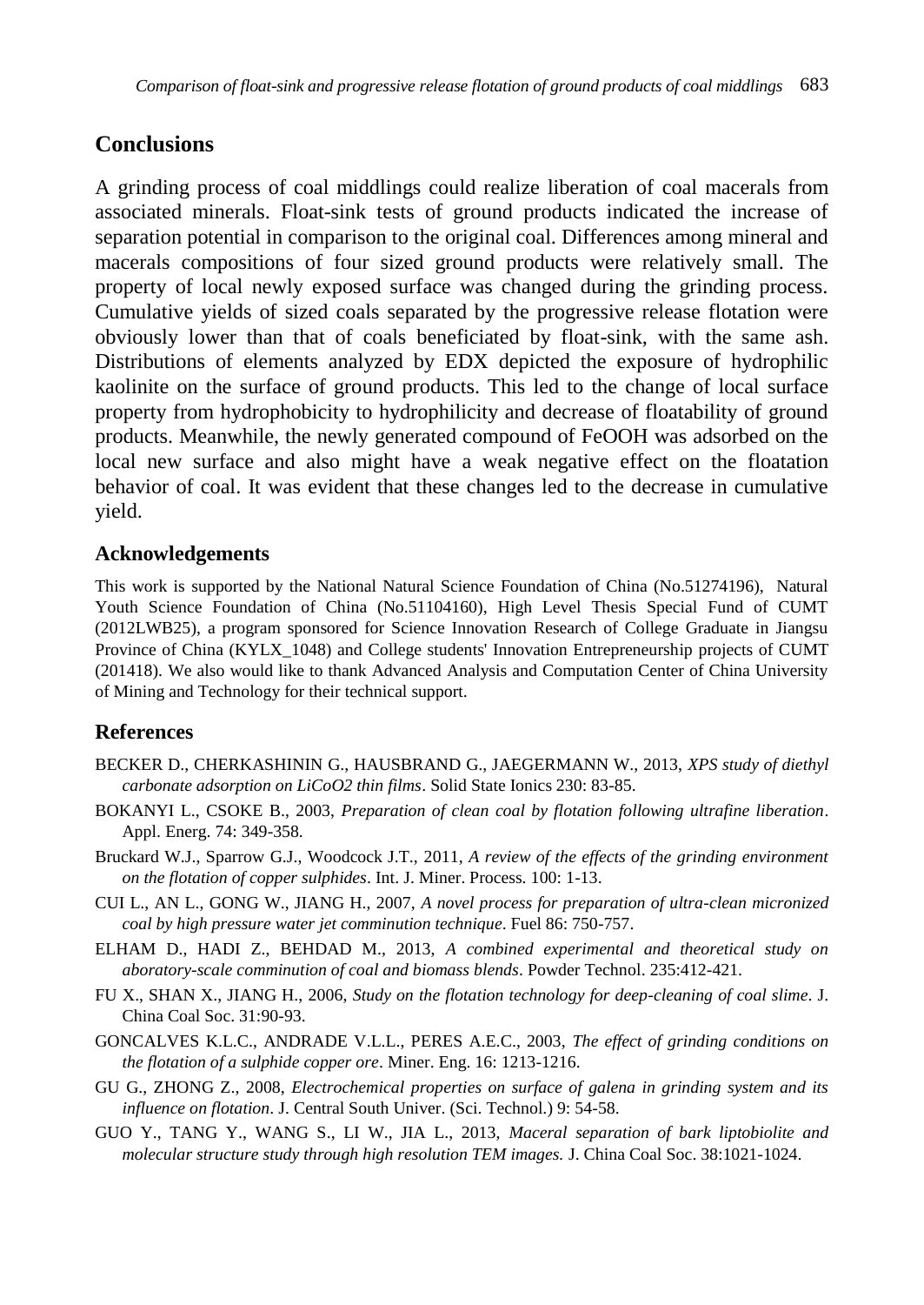## Conclusions

A grinding process of coal middlings could realize liberation of coal macerals from associated minerals. Float-sink tests of ground products indicated the increase of separation potential in comparison to the original coal. Differences among mineral and macerals compositions of four sized ground products were relatively small. The property of local newly exposed surface was changed during the grinding process. Cumulative yields of sized coals separated by the progressive release flotation were obviously lower than that of coals beneficiated by float-sink, with the same ash. Distributions of elements analyzed by EDX depicted the exposure of hydrophilic kaolinite on the surface of ground products. This led to the change of local surface property from hydrophobicity to hydrophilicity and decrease of floatability of ground products. Meanwhile, the newly generated compound of FeOOH was adsorbed on the local new surface and also might have a weak negative effect on the floatation behavior of coal. It was evident that these changes led to the decrease in cumulative yield.

### Acknowledgements

This work is supported by the National Natural Science Foundation of China (No.51274196), Natural Youth Science Foundation of China (No.51104160), High Level Thesis Special Fund of CUMT (2012LWB25), a program sponsored for Science Innovation Research of College Graduate in Jiangsu Province of China (KYLX_1048) and College students' Innovation Entrepreneurship projects of CUMT (201418). We also would like to thank Advanced Analysis and Computation Center of China University of Mining and Technology for their technical support.

### References

BECKER D., CHERKASHININ G., HAUSBRAND G., JAEGERMANN W., 2013, *XPS study of diethyl carbonate adsorption on LiCoO2 thin films*. Solid State Ionics 230: 83-85.

BOKANYI L., CSOKE B., 2003, *Preparation of clean coal by flotation following ultrafine liberation*. Appl. Energ. 74: 349-358.

Bruckard W.J., Sparrow G.J., Woodcock J.T., 2011, *A review of the effects of the grinding environment on the flotation of copper sulphides*. Int. J. Miner. Process. 100: 1-13.

CUI L., AN L., GONG W., JIANG H., 2007, *A novel process for preparation of ultra-clean micronized coal by high pressure water jet comminution technique*. Fuel 86: 750-757.

ELHAM D., HADI Z., BEHDAD M., 2013, *A combined experimental and theoretical study on aboratory-scale comminution of coal and biomass blends*. Powder Technol. 235:412-421.

FU X., SHAN X., JIANG H., 2006, *Study on the flotation technology for deep-cleaning of coal slime*. J. China Coal Soc. 31:90-93.

GONCALVES K.L.C., ANDRADE V.L.L., PERES A.E.C., 2003, *The effect of grinding conditions on the flotation of a sulphide copper ore*. Miner. Eng. 16: 1213-1216.

GU G., ZHONG Z., 2008, *Electrochemical properties on surface of galena in grinding system and its influence on flotation*. J. Central South Univer. (Sci. Technol.) 9: 54-58.

GUO Y., TANG Y., WANG S., LI W., JIA L., 2013, *Maceral separation of bark liptobiolite and molecular structure study through high resolution TEM images.* J. China Coal Soc. 38:1021-1024.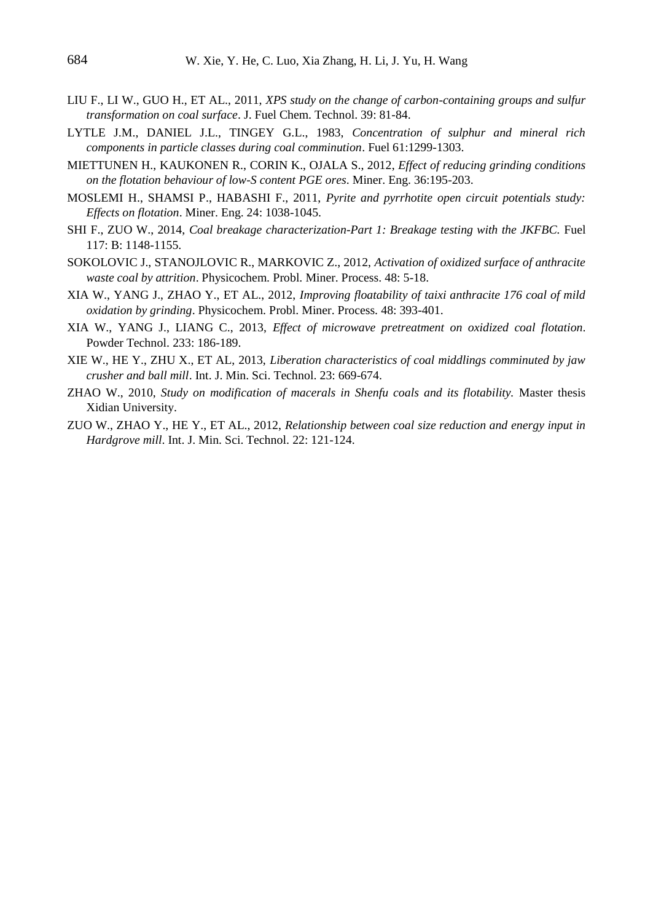LIU F., LI W., GUO H., ET AL., 2011, *XPS study on the change of carbon-containing groups and sulfur transformation on coal surface*. J. Fuel Chem. Technol. 39: 81-84.

LYTLE J.M., DANIEL J.L., TINGEY G.L., 1983, *Concentration of sulphur and mineral rich components in particle classes during coal comminution*. Fuel 61:1299-1303.

MIETTUNEN H., KAUKONEN R., CORIN K., OJALA S., 2012, *Effect of reducing grinding conditions on the flotation behaviour of low-S content PGE ores*. Miner. Eng. 36:195-203.

MOSLEMI H., SHAMSI P., HABASHI F., 2011, *Pyrite and pyrrhotite open circuit potentials study: Effects on flotation*. Miner. Eng. 24: 1038-1045.

SHI F., ZUO W., 2014, *Coal breakage characterization-Part 1: Breakage testing with the JKFBC.* Fuel 117: B: 1148-1155.

SOKOLOVIC J., STANOJLOVIC R., MARKOVIC Z., 2012, *Activation of oxidized surface of anthracite waste coal by attrition*. Physicochem. Probl. Miner. Process. 48: 5-18.

XIA W., YANG J., ZHAO Y., ET AL., 2012, *Improving floatability of taixi anthracite 176 coal of mild oxidation by grinding*. Physicochem. Probl. Miner. Process. 48: 393-401.

XIA W., YANG J., LIANG C., 2013, *Effect of microwave pretreatment on oxidized coal flotation*. Powder Technol. 233: 186-189.

XIE W., HE Y., ZHU X., ET AL, 2013, *Liberation characteristics of coal middlings comminuted by jaw crusher and ball mill*. Int. J. Min. Sci. Technol. 23: 669-674.

ZHAO W., 2010, *Study on modification of macerals in Shenfu coals and its flotability.* Master thesis Xidian University.

ZUO W., ZHAO Y., HE Y., ET AL., 2012, *Relationship between coal size reduction and energy input in Hardgrove mill*. Int. J. Min. Sci. Technol. 22: 121-124.